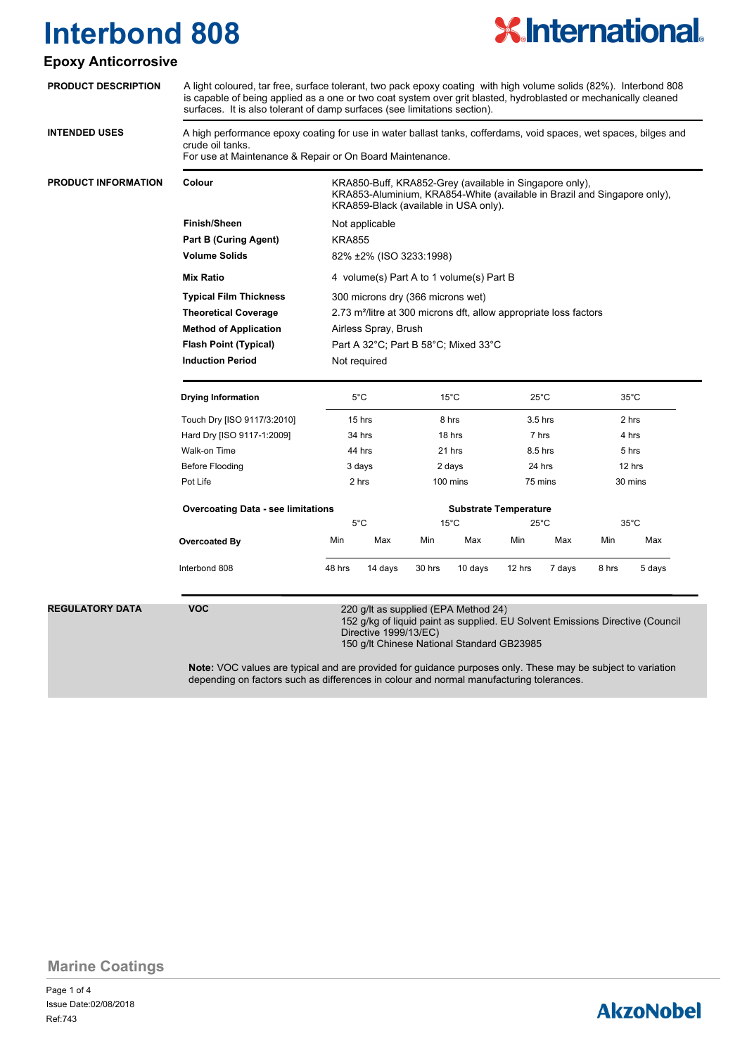# Interbond 808

## Epoxy Anticorrosive

**PRODUCT DESCRIPTION**

A light coloured, tar free, surface tolerant, two pack epoxy coating with high volume solids (82%). Interbond 808 is capable of being applied as a one or two coat system over grit blasted, hydroblasted or mechanically cleaned surfaces. It is also tolerant of damp surfaces (see limitations section).

**INTENDED USES**

A high performance epoxy coating for use in water ballast tanks, cofferdams, void spaces, wet spaces, bilges and crude oil tanks.
For use at Maintenance & Repair or On Board Maintenance.

**PRODUCT INFORMATION**

| | |
|---|---|
| **Colour** | KRA850-Buff, KRA852-Grey (available in Singapore only), KRA853-Aluminium, KRA854-White (available in Brazil and Singapore only), KRA859-Black (available in USA only). |
| **Finish/Sheen** | Not applicable |
| **Part B (Curing Agent)** | KRA855 |
| **Volume Solids** | 82% ±2% (ISO 3233:1998) |
| **Mix Ratio** | 4 volume(s) Part A to 1 volume(s) Part B |
| **Typical Film Thickness** | 300 microns dry (366 microns wet) |
| **Theoretical Coverage** | 2.73 m²/litre at 300 microns dft, allow appropriate loss factors |
| **Method of Application** | Airless Spray, Brush |
| **Flash Point (Typical)** | Part A 32°C; Part B 58°C; Mixed 33°C |
| **Induction Period** | Not required |

| **Drying Information** | 5°C | 15°C | 25°C | 35°C |
|---|---|---|---|---|
| Touch Dry [ISO 9117/3:2010] | 15 hrs | 8 hrs | 3.5 hrs | 2 hrs |
| Hard Dry [ISO 9117-1:2009] | 34 hrs | 18 hrs | 7 hrs | 4 hrs |
| Walk-on Time | 44 hrs | 21 hrs | 8.5 hrs | 5 hrs |
| Before Flooding | 3 days | 2 days | 24 hrs | 12 hrs |
| Pot Life | 2 hrs | 100 mins | 75 mins | 30 mins |

| **Overcoating Data - see limitations** | **Substrate Temperature** | | | | | | | |
|---|---|---|---|---|---|---|---|---|
| | 5°C | | 15°C | | 25°C | | 35°C | |
| **Overcoated By** | Min | Max | Min | Max | Min | Max | Min | Max |
| Interbond 808 | 48 hrs | 14 days | 30 hrs | 10 days | 12 hrs | 7 days | 8 hrs | 5 days |

**REGULATORY DATA**

**VOC**

220 g/lt as supplied (EPA Method 24)
152 g/kg of liquid paint as supplied. EU Solvent Emissions Directive (Council Directive 1999/13/EC)
150 g/lt Chinese National Standard GB23985

**Note:** VOC values are typical and are provided for guidance purposes only. These may be subject to variation depending on factors such as differences in colour and normal manufacturing tolerances.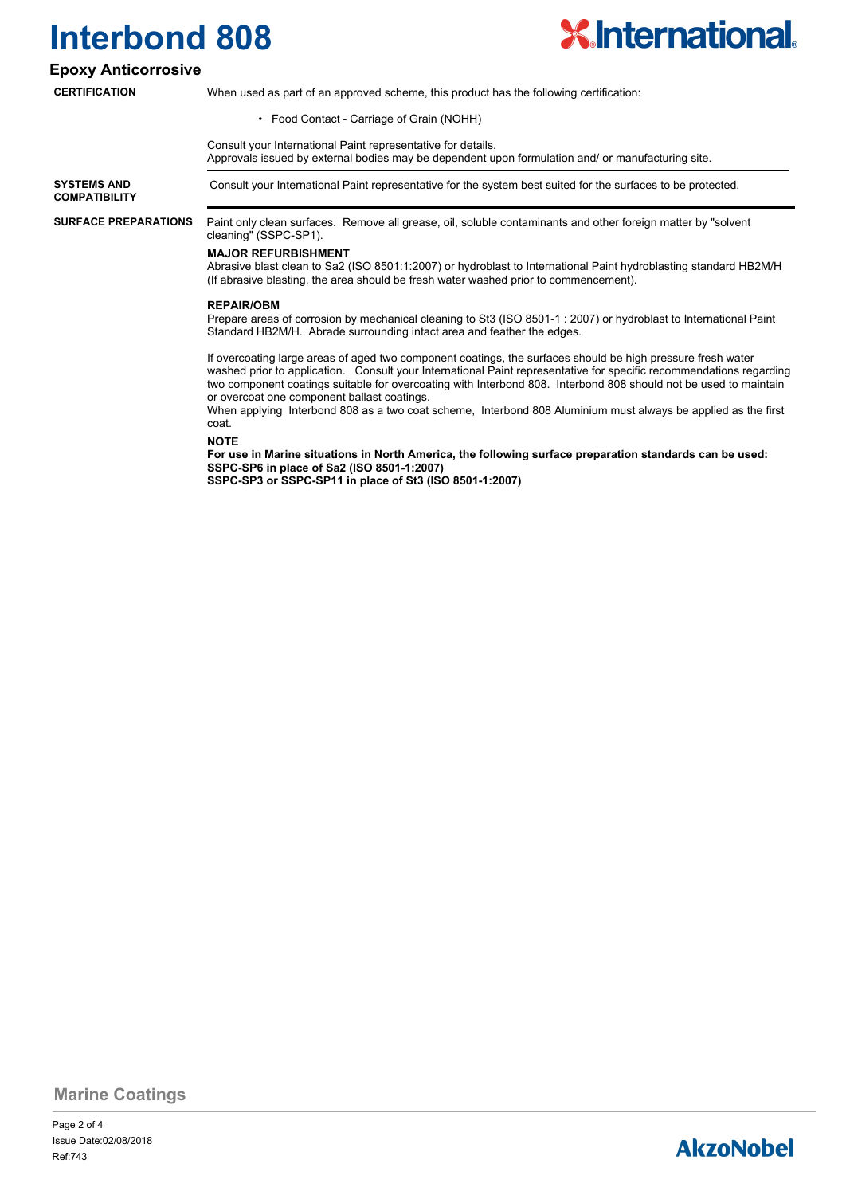# Interbond 808

## Epoxy Anticorrosive

### CERTIFICATION

When used as part of an approved scheme, this product has the following certification:

- Food Contact - Carriage of Grain (NOHH)

Consult your International Paint representative for details.
Approvals issued by external bodies may be dependent upon formulation and/ or manufacturing site.

### SYSTEMS AND COMPATIBILITY

Consult your International Paint representative for the system best suited for the surfaces to be protected.

### SURFACE PREPARATIONS

Paint only clean surfaces. Remove all grease, oil, soluble contaminants and other foreign matter by "solvent cleaning" (SSPC-SP1).

**MAJOR REFURBISHMENT**
Abrasive blast clean to Sa2 (ISO 8501:1:2007) or hydroblast to International Paint hydroblasting standard HB2M/H (If abrasive blasting, the area should be fresh water washed prior to commencement).

**REPAIR/OBM**
Prepare areas of corrosion by mechanical cleaning to St3 (ISO 8501-1 : 2007) or hydroblast to International Paint Standard HB2M/H. Abrade surrounding intact area and feather the edges.

If overcoating large areas of aged two component coatings, the surfaces should be high pressure fresh water washed prior to application. Consult your International Paint representative for specific recommendations regarding two component coatings suitable for overcoating with Interbond 808. Interbond 808 should not be used to maintain or overcoat one component ballast coatings.
When applying Interbond 808 as a two coat scheme, Interbond 808 Aluminium must always be applied as the first coat.

**NOTE**
**For use in Marine situations in North America, the following surface preparation standards can be used:**
**SSPC-SP6 in place of Sa2 (ISO 8501-1:2007)**
**SSPC-SP3 or SSPC-SP11 in place of St3 (ISO 8501-1:2007)**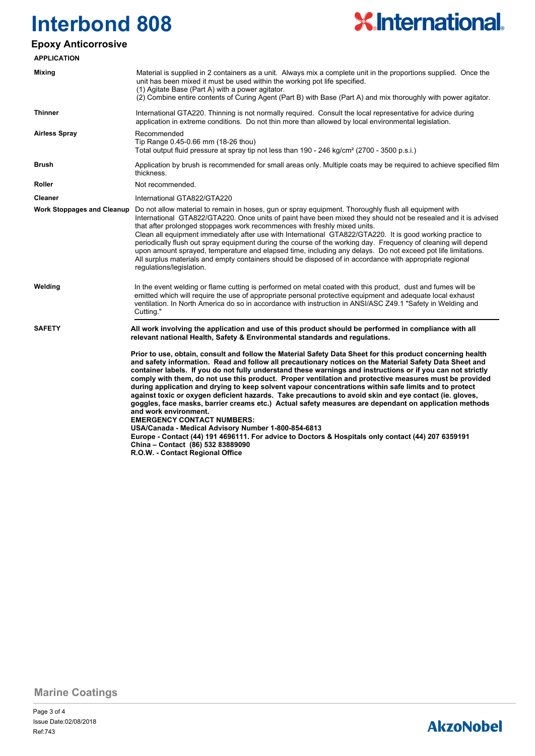# Interbond 808

## Epoxy Anticorrosive

### APPLICATION

| | |
|---|---|
| **Mixing** | Material is supplied in 2 containers as a unit. Always mix a complete unit in the proportions supplied. Once the unit has been mixed it must be used within the working pot life specified.<br>(1) Agitate Base (Part A) with a power agitator.<br>(2) Combine entire contents of Curing Agent (Part B) with Base (Part A) and mix thoroughly with power agitator. |
| **Thinner** | International GTA220. Thinning is not normally required. Consult the local representative for advice during application in extreme conditions. Do not thin more than allowed by local environmental legislation. |
| **Airless Spray** | Recommended<br>Tip Range 0.45-0.66 mm (18-26 thou)<br>Total output fluid pressure at spray tip not less than 190 - 246 kg/cm² (2700 - 3500 p.s.i.) |
| **Brush** | Application by brush is recommended for small areas only. Multiple coats may be required to achieve specified film thickness. |
| **Roller** | Not recommended. |
| **Cleaner** | International GTA822/GTA220 |
| **Work Stoppages and Cleanup** | Do not allow material to remain in hoses, gun or spray equipment. Thoroughly flush all equipment with International GTA822/GTA220. Once units of paint have been mixed they should not be resealed and it is advised that after prolonged stoppages work recommences with freshly mixed units.<br>Clean all equipment immediately after use with International GTA822/GTA220. It is good working practice to periodically flush out spray equipment during the course of the working day. Frequency of cleaning will depend upon amount sprayed, temperature and elapsed time, including any delays. Do not exceed pot life limitations.<br>All surplus materials and empty containers should be disposed of in accordance with appropriate regional regulations/legislation. |
| **Welding** | In the event welding or flame cutting is performed on metal coated with this product, dust and fumes will be emitted which will require the use of appropriate personal protective equipment and adequate local exhaust ventilation. In North America do so in accordance with instruction in ANSI/ASC Z49.1 "Safety in Welding and Cutting." |

### SAFETY

**All work involving the application and use of this product should be performed in compliance with all relevant national Health, Safety & Environmental standards and regulations.**

**Prior to use, obtain, consult and follow the Material Safety Data Sheet for this product concerning health and safety information. Read and follow all precautionary notices on the Material Safety Data Sheet and container labels. If you do not fully understand these warnings and instructions or if you can not strictly comply with them, do not use this product. Proper ventilation and protective measures must be provided during application and drying to keep solvent vapour concentrations within safe limits and to protect against toxic or oxygen deficient hazards. Take precautions to avoid skin and eye contact (ie. gloves, goggles, face masks, barrier creams etc.) Actual safety measures are dependant on application methods and work environment.**

**EMERGENCY CONTACT NUMBERS:**
**USA/Canada - Medical Advisory Number 1-800-854-6813**
**Europe - Contact (44) 191 4696111. For advice to Doctors & Hospitals only contact (44) 207 6359191**
**China – Contact (86) 532 83889090**
**R.O.W. - Contact Regional Office**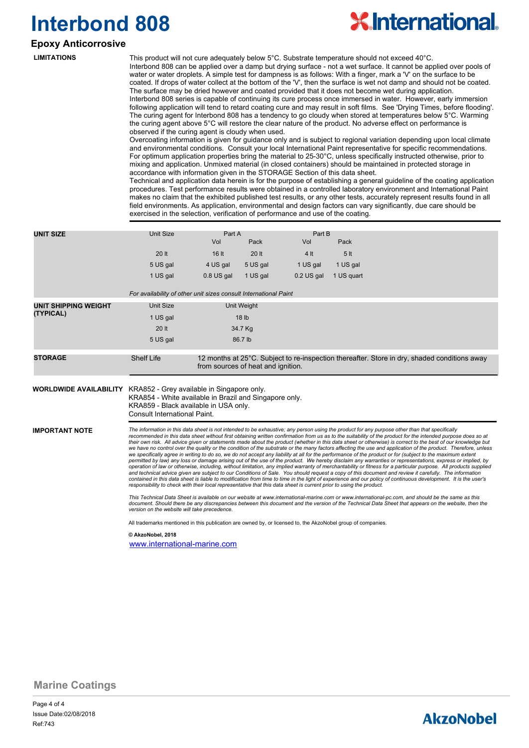**LIMITATIONS**

This product will not cure adequately below 5°C. Substrate temperature should not exceed 40°C.
Interbond 808 can be applied over a damp but drying surface - not a wet surface. It cannot be applied over pools of water or water droplets. A simple test for dampness is as follows: With a finger, mark a 'V' on the surface to be coated. If drops of water collect at the bottom of the 'V', then the surface is wet not damp and should not be coated. The surface may be dried however and coated provided that it does not become wet during application.
Interbond 808 series is capable of continuing its cure process once immersed in water. However, early immersion following application will tend to retard coating cure and may result in soft films. See 'Drying Times, before flooding'.
The curing agent for Interbond 808 has a tendency to go cloudy when stored at temperatures below 5°C. Warming the curing agent above 5°C will restore the clear nature of the product. No adverse effect on performance is observed if the curing agent is cloudy when used.
Overcoating information is given for guidance only and is subject to regional variation depending upon local climate and environmental conditions. Consult your local International Paint representative for specific recommendations.
For optimum application properties bring the material to 25-30°C, unless specifically instructed otherwise, prior to mixing and application. Unmixed material (in closed containers) should be maintained in protected storage in accordance with information given in the STORAGE Section of this data sheet.
Technical and application data herein is for the purpose of establishing a general guideline of the coating application procedures. Test performance results were obtained in a controlled laboratory environment and International Paint makes no claim that the exhibited published test results, or any other tests, accurately represent results found in all field environments. As application, environmental and design factors can vary significantly, due care should be exercised in the selection, verification of performance and use of the coating.

**UNIT SIZE**

| Unit Size | Part A | | Part B | |
|---|---|---|---|---|
| | Vol | Pack | Vol | Pack |
| 20 lt | 16 lt | 20 lt | 4 lt | 5 lt |
| 5 US gal | 4 US gal | 5 US gal | 1 US gal | 1 US gal |
| 1 US gal | 0.8 US gal | 1 US gal | 0.2 US gal | 1 US quart |

*For availability of other unit sizes consult International Paint*

**UNIT SHIPPING WEIGHT (TYPICAL)**

| Unit Size | Unit Weight |
|---|---|
| 1 US gal | 18 lb |
| 20 lt | 34.7 Kg |
| 5 US gal | 86.7 lb |

**STORAGE**

Shelf Life: 12 months at 25°C. Subject to re-inspection thereafter. Store in dry, shaded conditions away from sources of heat and ignition.

**WORLDWIDE AVAILABILITY**

KRA852 - Grey available in Singapore only.
KRA854 - White available in Brazil and Singapore only.
KRA859 - Black available in USA only.
Consult International Paint.

**IMPORTANT NOTE**

*The information in this data sheet is not intended to be exhaustive; any person using the product for any purpose other than that specifically recommended in this data sheet without first obtaining written confirmation from us as to the suitability of the product for the intended purpose does so at their own risk. All advice given or statements made about the product (whether in this data sheet or otherwise) is correct to the best of our knowledge but we have no control over the quality or the condition of the substrate or the many factors affecting the use and application of the product. Therefore, unless we specifically agree in writing to do so, we do not accept any liability at all for the performance of the product or for (subject to the maximum extent permitted by law) any loss or damage arising out of the use of the product. We hereby disclaim any warranties or representations, express or implied, by operation of law or otherwise, including, without limitation, any implied warranty of merchantability or fitness for a particular purpose. All products supplied and technical advice given are subject to our Conditions of Sale. You should request a copy of this document and review it carefully. The information contained in this data sheet is liable to modification from time to time in the light of experience and our policy of continuous development. It is the user's responsibility to check with their local representative that this data sheet is current prior to using the product.*

*This Technical Data Sheet is available on our website at www.international-marine.com or www.international-pc.com, and should be the same as this document. Should there be any discrepancies between this document and the version of the Technical Data Sheet that appears on the website, then the version on the website will take precedence.*

All trademarks mentioned in this publication are owned by, or licensed to, the AkzoNobel group of companies.

**© AkzoNobel, 2018**

www.international-marine.com